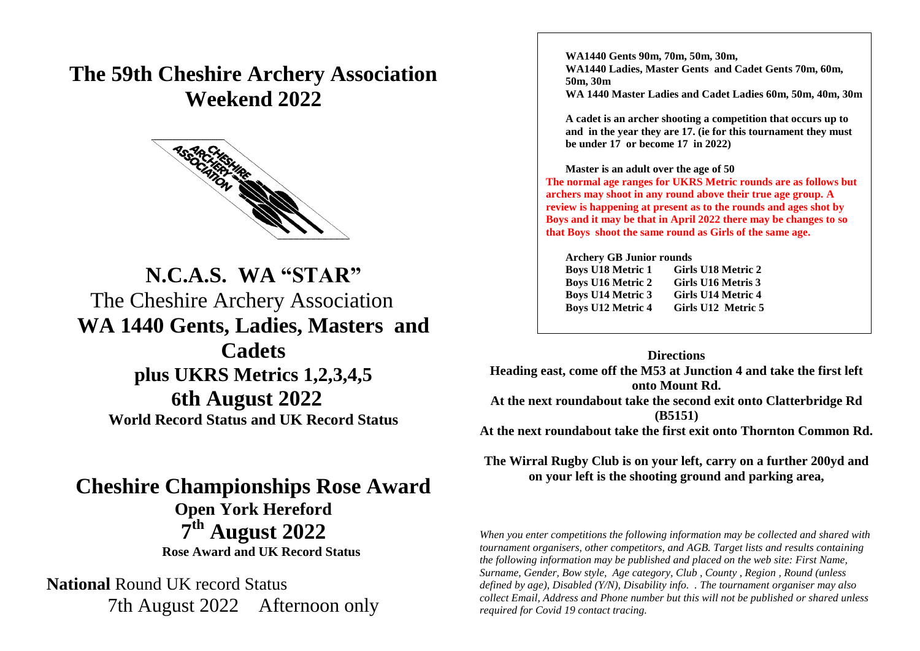# The 59th Cheshire Archery Association Weekend 2022

## N.C.A.S. WA "STAR"

The Cheshire Archery Association

## WA 1440 Gents, Ladies, Masters and Cadets

### plus UKRS Metrics 1,2,3,4,5

## 6th August 2022

**World Record Status and UK Record Status**

# Cheshire Championships Rose Award

### Open York Hereford

## 7th August 2022

**Rose Award and UK Record Status**

**National** Round UK record Status
7th August 2022 Afternoon only

**WA1440 Gents 90m, 70m, 50m, 30m,**
**WA1440 Ladies, Master Gents and Cadet Gents 70m, 60m, 50m, 30m**
**WA 1440 Master Ladies and Cadet Ladies 60m, 50m, 40m, 30m**

**A cadet is an archer shooting a competition that occurs up to and in the year they are 17. (ie for this tournament they must be under 17 or become 17 in 2022)**

**Master is an adult over the age of 50**

**The normal age ranges for UKRS Metric rounds are as follows but archers may shoot in any round above their true age group. A review is happening at present as to the rounds and ages shot by Boys and it may be that in April 2022 there may be changes to so that Boys shoot the same round as Girls of the same age.**

**Archery GB Junior rounds**

| | |
|---|---|
| **Boys U18 Metric 1** | **Girls U18 Metric 2** |
| **Boys U16 Metric 2** | **Girls U16 Metris 3** |
| **Boys U14 Metric 3** | **Girls U14 Metric 4** |
| **Boys U12 Metric 4** | **Girls U12 Metric 5** |

**Directions**

**Heading east, come off the M53 at Junction 4 and take the first left onto Mount Rd.**
**At the next roundabout take the second exit onto Clatterbridge Rd (B5151)**
**At the next roundabout take the first exit onto Thornton Common Rd.**

**The Wirral Rugby Club is on your left, carry on a further 200yd and on your left is the shooting ground and parking area,**

*When you enter competitions the following information may be collected and shared with tournament organisers, other competitors, and AGB. Target lists and results containing the following information may be published and placed on the web site: First Name, Surname, Gender, Bow style, Age category, Club , County , Region , Round (unless defined by age), Disabled (Y/N), Disability info. . The tournament organiser may also collect Email, Address and Phone number but this will not be published or shared unless required for Covid 19 contact tracing.*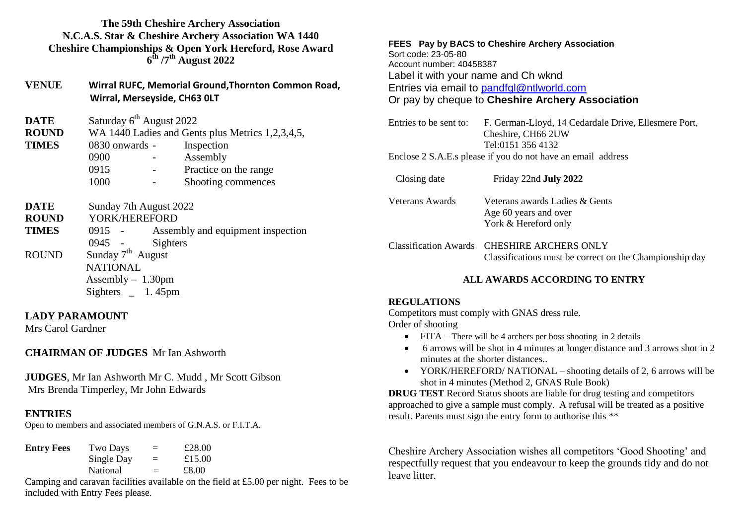**The 59th Cheshire Archery Association**
**N.C.A.S. Star & Cheshire Archery Association WA 1440**
**Cheshire Championships & Open York Hereford, Rose Award**
**6th /7th August 2022**

**VENUE** **Wirral RUFC, Memorial Ground,Thornton Common Road, Wirral, Merseyside, CH63 0LT**

**DATE** Saturday 6th August 2022
**ROUND** WA 1440 Ladies and Gents plus Metrics 1,2,3,4,5,
**TIMES**

| | | |
|---|---|---|
| 0830 onwards | - | Inspection |
| 0900 | - | Assembly |
| 0915 | - | Practice on the range |
| 1000 | - | Shooting commences |

**DATE** Sunday 7th August 2022
**ROUND** YORK/HEREFORD
**TIMES**

| | | |
|---|---|---|
| 0915 | - | Assembly and equipment inspection |
| 0945 | - | Sighters |

ROUND Sunday 7th August
NATIONAL
Assembly – 1.30pm
Sighters _ 1. 45pm

**LADY PARAMOUNT**
Mrs Carol Gardner

**CHAIRMAN OF JUDGES** Mr Ian Ashworth

**JUDGES**, Mr Ian Ashworth Mr C. Mudd , Mr Scott Gibson Mrs Brenda Timperley, Mr John Edwards

**ENTRIES**
Open to members and associated members of G.N.A.S. or F.I.T.A.

| **Entry Fees** | | | |
|---|---|---|---|
| | Two Days | = | £28.00 |
| | Single Day | = | £15.00 |
| | National | = | £8.00 |

Camping and caravan facilities available on the field at £5.00 per night. Fees to be included with Entry Fees please.

**FEES Pay by BACS to Cheshire Archery Association**
Sort code: 23-05-80
Account number: 40458387
Label it with your name and Ch wknd
Entries via email to pandfgl@ntlworld.com
Or pay by cheque to **Cheshire Archery Association**

Entries to be sent to: F. German-Lloyd, 14 Cedardale Drive, Ellesmere Port, Cheshire, CH66 2UW
Tel:0151 356 4132
Enclose 2 S.A.E.s please if you do not have an email address

Closing date Friday 22nd **July 2022**

Veterans Awards Veterans awards Ladies & Gents
Age 60 years and over
York & Hereford only

Classification Awards CHESHIRE ARCHERS ONLY
Classifications must be correct on the Championship day

**ALL AWARDS ACCORDING TO ENTRY**

**REGULATIONS**
Competitors must comply with GNAS dress rule.
Order of shooting

- FITA – There will be 4 archers per boss shooting in 2 details
- 6 arrows will be shot in 4 minutes at longer distance and 3 arrows shot in 2 minutes at the shorter distances..
- YORK/HEREFORD/ NATIONAL – shooting details of 2, 6 arrows will be shot in 4 minutes (Method 2, GNAS Rule Book)

**DRUG TEST** Record Status shoots are liable for drug testing and competitors approached to give a sample must comply. A refusal will be treated as a positive result. Parents must sign the entry form to authorise this **

Cheshire Archery Association wishes all competitors 'Good Shooting' and respectfully request that you endeavour to keep the grounds tidy and do not leave litter.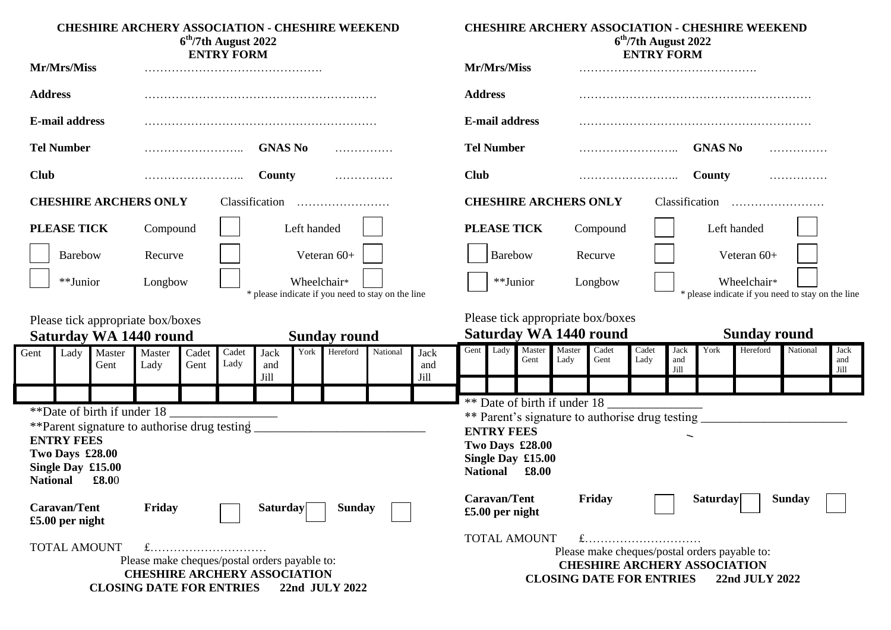**CHESHIRE ARCHERY ASSOCIATION - CHESHIRE WEEKEND**
**6th/7th August 2022**
**ENTRY FORM**

**Mr/Mrs/Miss** ……………………………………….

**Address** ……………………………………………………

**E-mail address** ……………………………………………………

**Tel Number** …………………….. **GNAS No** ……………

**Club** …………………….. **County** ……………

**CHESHIRE ARCHERS ONLY** Classification ……………………

**PLEASE TICK**

| | | | |
|---|---|---|---|
| | Compound ☐ | Left handed ☐ |
| ☐ Barebow | Recurve ☐ | Veteran 60+ ☐ |
| ☐ **Junior | Longbow ☐ | Wheelchair* ☐ |

\* please indicate if you need to stay on the line

Please tick appropriate box/boxes

| Saturday WA 1440 round | | | | | | | Sunday round | | | |
|---|---|---|---|---|---|---|---|---|---|---|
| Gent | Lady | Master Gent | Master Lady | Cadet Gent | Cadet Lady | Jack and Jill | York | Hereford | National | Jack and Jill |
| | | | | | | | | | | |

**Date of birth if under 18 ________________

**Parent signature to authorise drug testing ___________________________

**ENTRY FEES**
**Two Days £28.00**
**Single Day £15.00**
**National £8.0**0

**Caravan/Tent £5.00 per night** **Friday** ☐ **Saturday** ☐ **Sunday** ☐

TOTAL AMOUNT £…………………………

Please make cheques/postal orders payable to:
**CHESHIRE ARCHERY ASSOCIATION**
**CLOSING DATE FOR ENTRIES 22nd JULY 2022**

---

**CHESHIRE ARCHERY ASSOCIATION - CHESHIRE WEEKEND**
**6th/7th August 2022**
**ENTRY FORM**

**Mr/Mrs/Miss** ……………………………………….

**Address** ……………………………………………………

**E-mail address** ……………………………………………………

**Tel Number** …………………….. **GNAS No** ……………

**Club** …………………….. **County** ……………

**CHESHIRE ARCHERS ONLY** Classification ……………………

**PLEASE TICK**

| | | | |
|---|---|---|---|
| | Compound ☐ | Left handed ☐ |
| ☐ Barebow | Recurve ☐ | Veteran 60+ ☐ |
| ☐ **Junior | Longbow ☐ | Wheelchair* ☐ |

\* please indicate if you need to stay on the line

Please tick appropriate box/boxes

| Saturday WA 1440 round | | | | | | | Sunday round | | | |
|---|---|---|---|---|---|---|---|---|---|---|
| Gent | Lady | Master Gent | Master Lady | Cadet Gent | Cadet Lady | Jack and Jill | York | Hereford | National | Jack and Jill |
| | | | | | | | | | | |

** Date of birth if under 18 _______________

** Parent's signature to authorise drug testing _______________________

**ENTRY FEES**
**Two Days £28.00**
**Single Day £15.00**
**National £8.00**

**Caravan/Tent £5.00 per night** **Friday** ☐ **Saturday** ☐ **Sunday** ☐

TOTAL AMOUNT £…………………………

Please make cheques/postal orders payable to:
**CHESHIRE ARCHERY ASSOCIATION**
**CLOSING DATE FOR ENTRIES 22nd JULY 2022**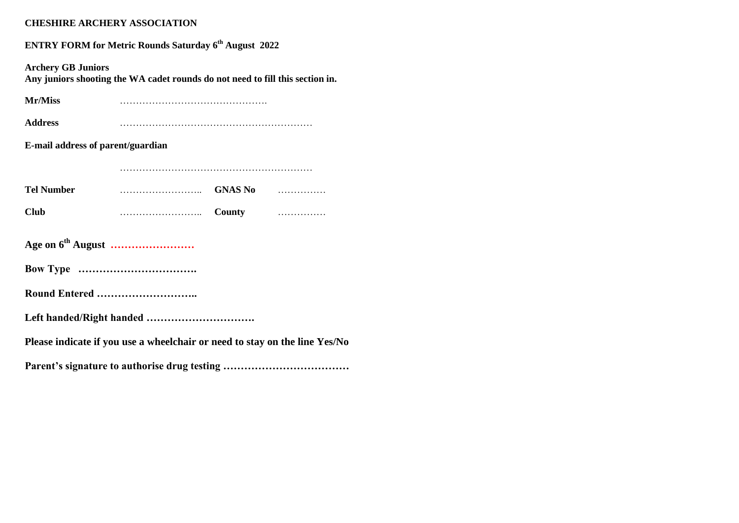**CHESHIRE ARCHERY ASSOCIATION**

**ENTRY FORM for Metric Rounds Saturday 6th August 2022**

**Archery GB Juniors**
**Any juniors shooting the WA cadet rounds do not need to fill this section in.**

**Mr/Miss** ……………………………………….

**Address** ……………………………………………………

**E-mail address of parent/guardian**

……………………………………………………

**Tel Number** …………………….. **GNAS No** ……………

**Club** …………………….. **County** ……………

**Age on 6th August** ……………………

**Bow Type** …………………………….

**Round Entered** ………………………..

**Left handed/Right handed** ………………………….

**Please indicate if you use a wheelchair or need to stay on the line Yes/No**

**Parent's signature to authorise drug testing** ………………………………